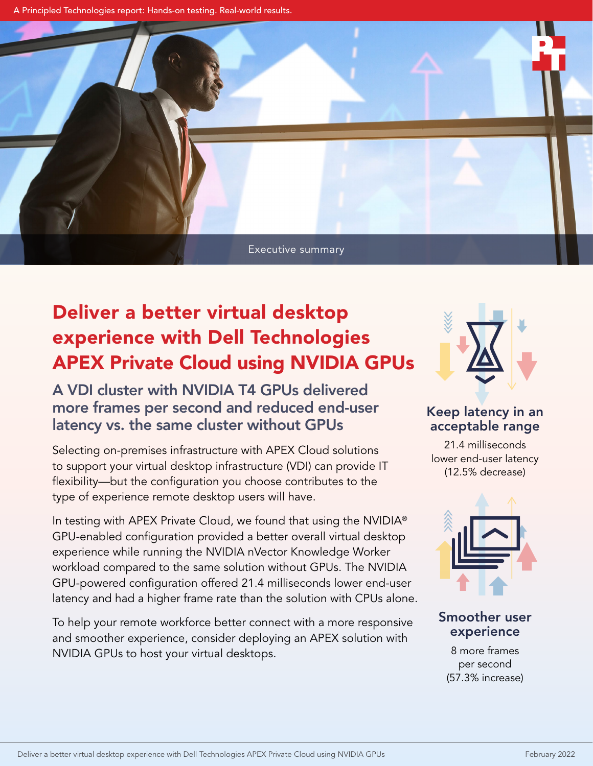A Principled Technologies report: Hands-on testing. Real-world results.

Executive summary

# Deliver a better virtual desktop experience with Dell Technologies APEX Private Cloud using NVIDIA GPUs

## A VDI cluster with NVIDIA T4 GPUs delivered more frames per second and reduced end-user latency vs. the same cluster without GPUs

Selecting on-premises infrastructure with APEX Cloud solutions to support your virtual desktop infrastructure (VDI) can provide IT flexibility—but the configuration you choose contributes to the type of experience remote desktop users will have.

In testing with APEX Private Cloud, we found that using the NVIDIA® GPU-enabled configuration provided a better overall virtual desktop experience while running the NVIDIA nVector Knowledge Worker workload compared to the same solution without GPUs. The NVIDIA GPU-powered configuration offered 21.4 milliseconds lower end-user latency and had a higher frame rate than the solution with CPUs alone.

To help your remote workforce better connect with a more responsive and smoother experience, consider deploying an APEX solution with NVIDIA GPUs to host your virtual desktops.

### Keep latency in an acceptable range

21.4 milliseconds lower end-user latency (12.5% decrease)

### Smoother user experience

8 more frames per second (57.3% increase)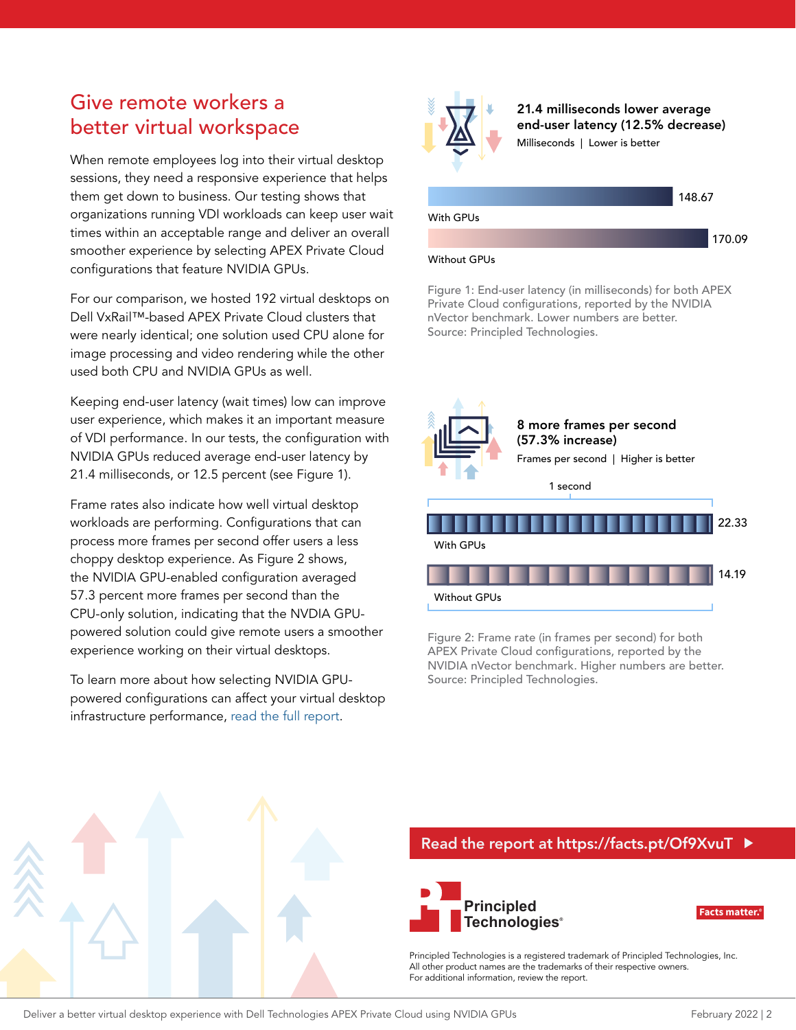## Give remote workers a better virtual workspace

When remote employees log into their virtual desktop sessions, they need a responsive experience that helps them get down to business. Our testing shows that organizations running VDI workloads can keep user wait times within an acceptable range and deliver an overall smoother experience by selecting APEX Private Cloud configurations that feature NVIDIA GPUs.

For our comparison, we hosted 192 virtual desktops on Dell VxRail™-based APEX Private Cloud clusters that were nearly identical; one solution used CPU alone for image processing and video rendering while the other used both CPU and NVIDIA GPUs as well.

Keeping end-user latency (wait times) low can improve user experience, which makes it an important measure of VDI performance. In our tests, the configuration with NVIDIA GPUs reduced average end-user latency by 21.4 milliseconds, or 12.5 percent (see Figure 1).

Frame rates also indicate how well virtual desktop workloads are performing. Configurations that can process more frames per second offer users a less choppy desktop experience. As Figure 2 shows, the NVIDIA GPU-enabled configuration averaged 57.3 percent more frames per second than the CPU-only solution, indicating that the NVDIA GPU-powered solution could give remote users a smoother experience working on their virtual desktops.

To learn more about how selecting NVIDIA GPU-powered configurations can affect your virtual desktop infrastructure performance, read the full report.

**21.4 milliseconds lower average end-user latency (12.5% decrease)**

Milliseconds | Lower is better

148.67

With GPUs

170.09

Without GPUs

Figure 1: End-user latency (in milliseconds) for both APEX Private Cloud configurations, reported by the NVIDIA nVector benchmark. Lower numbers are better. Source: Principled Technologies.

**8 more frames per second (57.3% increase)**

Frames per second | Higher is better

1 second

22.33

With GPUs

14.19

Without GPUs

Figure 2: Frame rate (in frames per second) for both APEX Private Cloud configurations, reported by the NVIDIA nVector benchmark. Higher numbers are better. Source: Principled Technologies.

**Read the report at https://facts.pt/Of9XvuT ▶**

Principled Technologies®

Facts matter.®

Principled Technologies is a registered trademark of Principled Technologies, Inc.
All other product names are the trademarks of their respective owners.
For additional information, review the report.